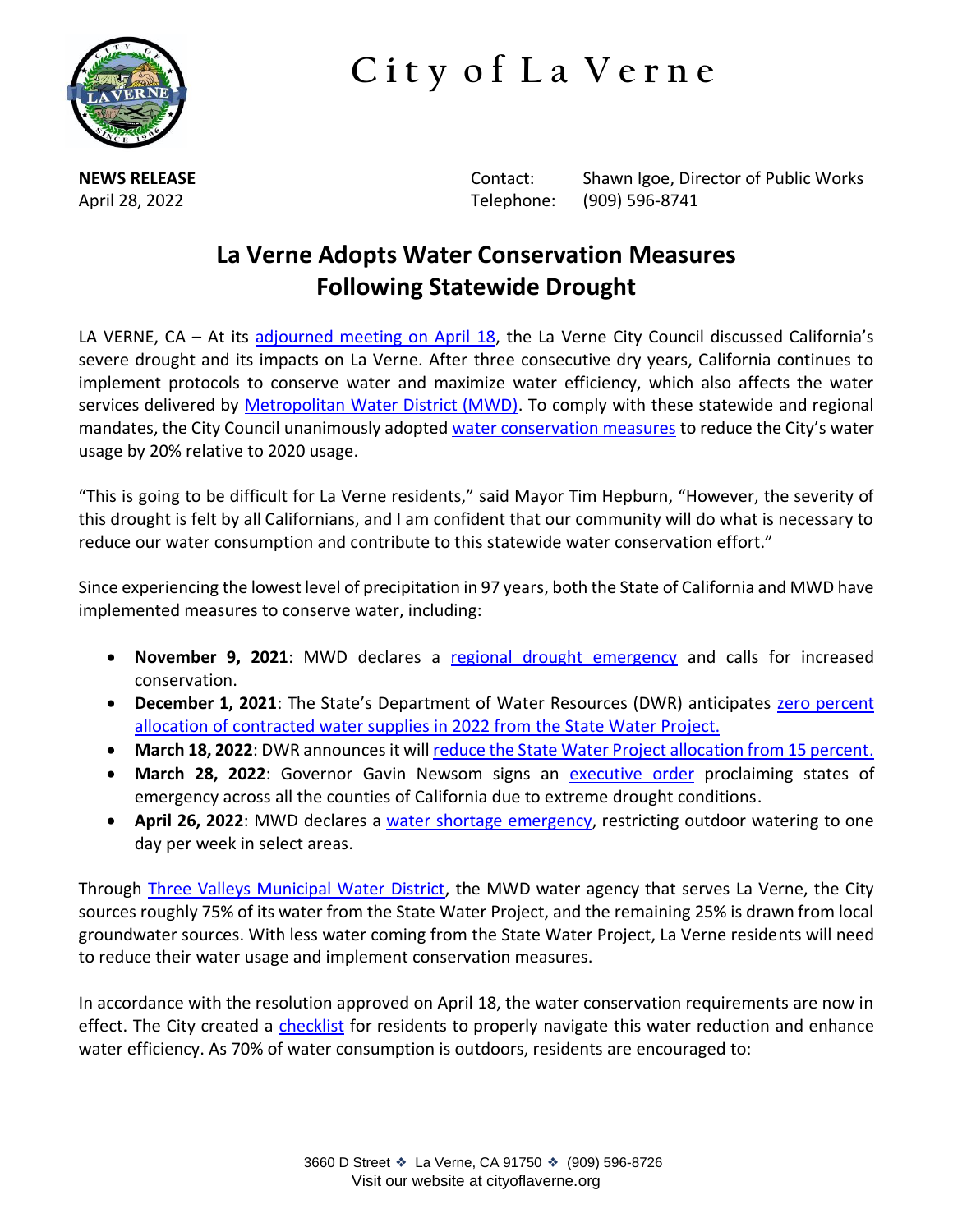# City of La Verne

**NEWS RELEASE**
April 28, 2022

Contact: Shawn Igoe, Director of Public Works
Telephone: (909) 596-8741

## La Verne Adopts Water Conservation Measures Following Statewide Drought

LA VERNE, CA – At its adjourned meeting on April 18, the La Verne City Council discussed California's severe drought and its impacts on La Verne. After three consecutive dry years, California continues to implement protocols to conserve water and maximize water efficiency, which also affects the water services delivered by Metropolitan Water District (MWD). To comply with these statewide and regional mandates, the City Council unanimously adopted water conservation measures to reduce the City's water usage by 20% relative to 2020 usage.

"This is going to be difficult for La Verne residents," said Mayor Tim Hepburn, "However, the severity of this drought is felt by all Californians, and I am confident that our community will do what is necessary to reduce our water consumption and contribute to this statewide water conservation effort."

Since experiencing the lowest level of precipitation in 97 years, both the State of California and MWD have implemented measures to conserve water, including:

- **November 9, 2021**: MWD declares a regional drought emergency and calls for increased conservation.
- **December 1, 2021**: The State's Department of Water Resources (DWR) anticipates zero percent allocation of contracted water supplies in 2022 from the State Water Project.
- **March 18, 2022**: DWR announces it will reduce the State Water Project allocation from 15 percent.
- **March 28, 2022**: Governor Gavin Newsom signs an executive order proclaiming states of emergency across all the counties of California due to extreme drought conditions.
- **April 26, 2022**: MWD declares a water shortage emergency, restricting outdoor watering to one day per week in select areas.

Through Three Valleys Municipal Water District, the MWD water agency that serves La Verne, the City sources roughly 75% of its water from the State Water Project, and the remaining 25% is drawn from local groundwater sources. With less water coming from the State Water Project, La Verne residents will need to reduce their water usage and implement conservation measures.

In accordance with the resolution approved on April 18, the water conservation requirements are now in effect. The City created a checklist for residents to properly navigate this water reduction and enhance water efficiency. As 70% of water consumption is outdoors, residents are encouraged to: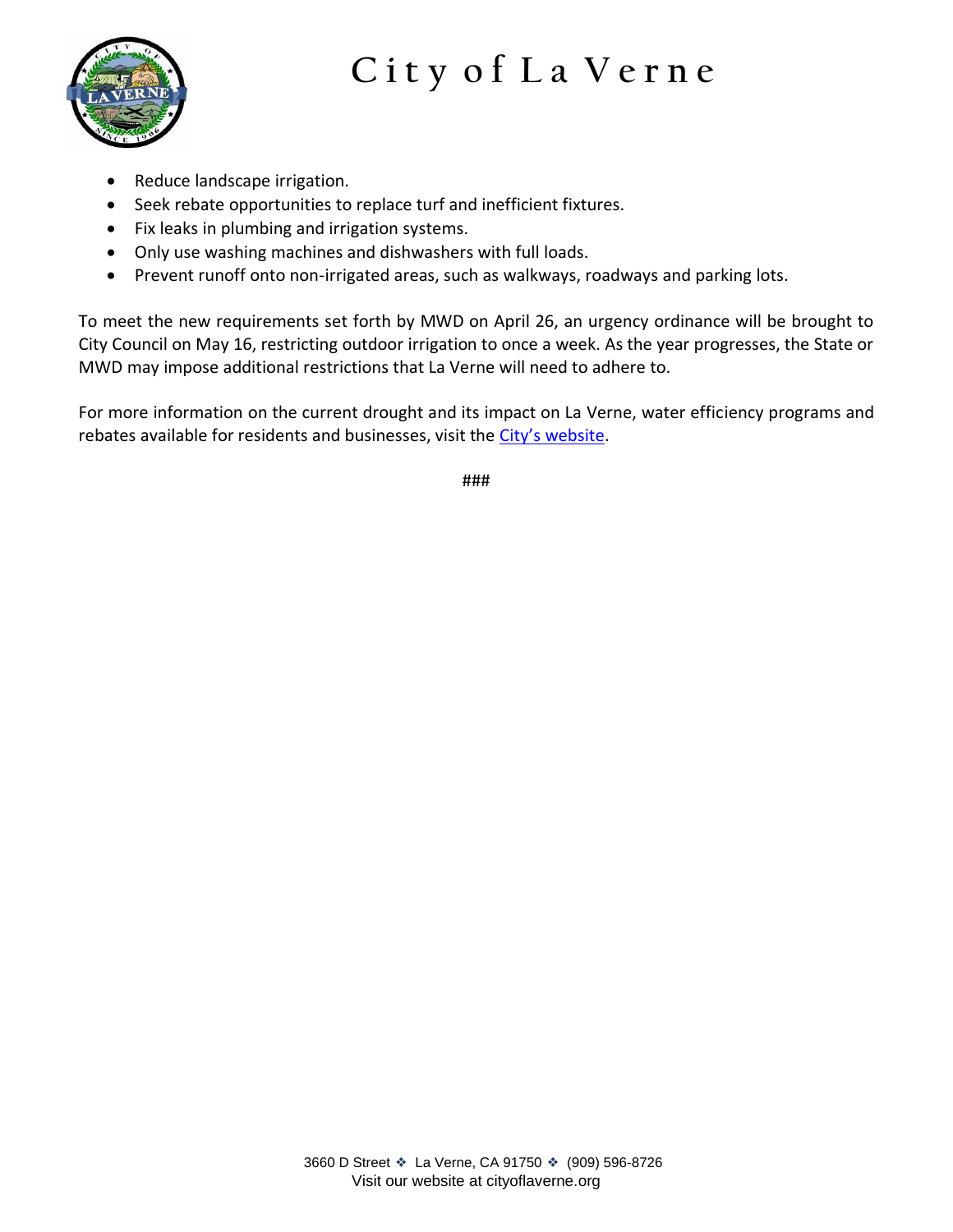- Reduce landscape irrigation.
- Seek rebate opportunities to replace turf and inefficient fixtures.
- Fix leaks in plumbing and irrigation systems.
- Only use washing machines and dishwashers with full loads.
- Prevent runoff onto non-irrigated areas, such as walkways, roadways and parking lots.

To meet the new requirements set forth by MWD on April 26, an urgency ordinance will be brought to City Council on May 16, restricting outdoor irrigation to once a week. As the year progresses, the State or MWD may impose additional restrictions that La Verne will need to adhere to.

For more information on the current drought and its impact on La Verne, water efficiency programs and rebates available for residents and businesses, visit the City's website.

###